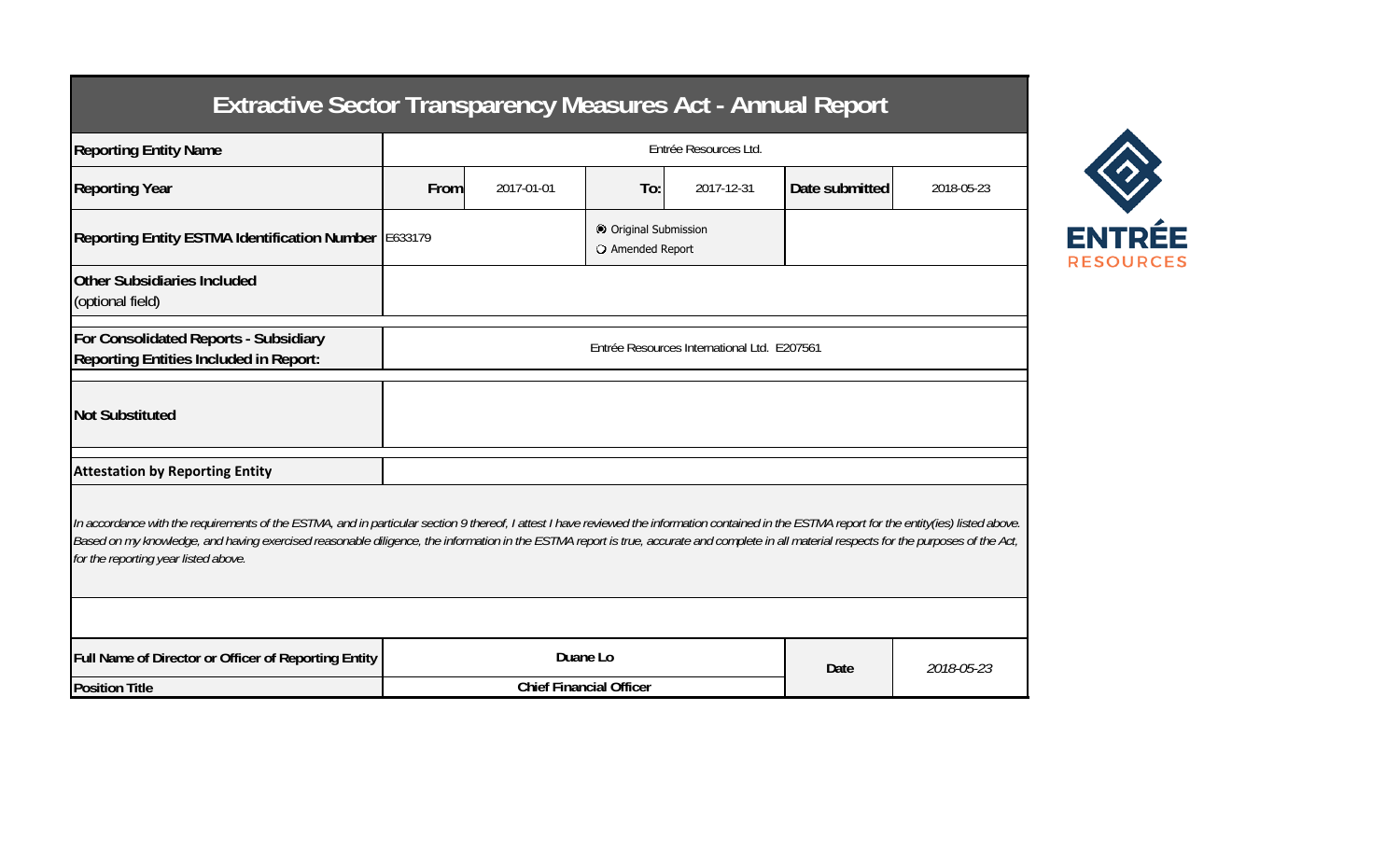# Extractive Sector Transparency Measures Act - Annual Report

| | | | | | | |
|---|---|---|---|---|---|---|
| **Reporting Entity Name** | Entrée Resources Ltd. | | | | | |
| **Reporting Year** | **From** | 2017-01-01 | **To:** | 2017-12-31 | **Date submitted** | 2018-05-23 |
| **Reporting Entity ESTMA Identification Number** | E633179 | | ◉ Original Submission ○ Amended Report | | | |
| **Other Subsidiaries Included** (optional field) | | | | | | |
| **For Consolidated Reports - Subsidiary Reporting Entities Included in Report:** | Entrée Resources International Ltd. E207561 | | | | | |
| **Not Substituted** | | | | | | |

ENTRÉE RESOURCES

**Attestation by Reporting Entity**

*In accordance with the requirements of the ESTMA, and in particular section 9 thereof, I attest I have reviewed the information contained in the ESTMA report for the entity(ies) listed above. Based on my knowledge, and having exercised reasonable diligence, the information in the ESTMA report is true, accurate and complete in all material respects for the purposes of the Act, for the reporting year listed above.*

| | | | |
|---|---|---|---|
| **Full Name of Director or Officer of Reporting Entity** | **Duane Lo** | **Date** | *2018-05-23* |
| **Position Title** | **Chief Financial Officer** | | |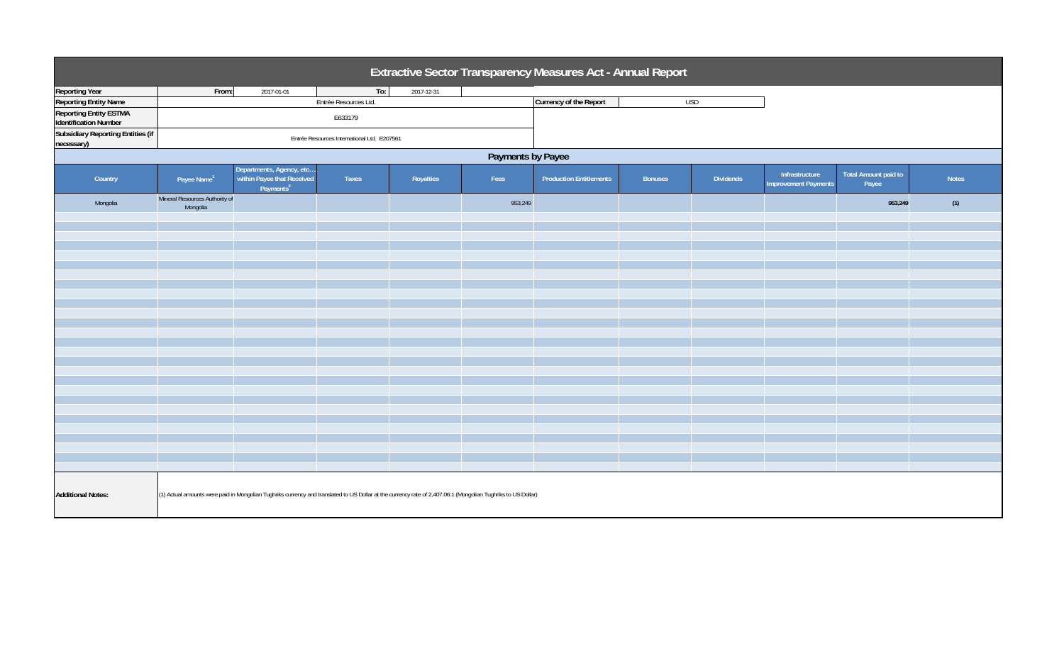# Extractive Sector Transparency Measures Act - Annual Report

| | | | | |
|---|---|---|---|---|
| **Reporting Year** | From: | 2017-01-01 | To: | 2017-12-31 |
| **Reporting Entity Name** | Entrée Resources Ltd. | | **Currency of the Report** | USD |
| **Reporting Entity ESTMA Identification Number** | E633179 | | | |
| **Subsidiary Reporting Entities (if necessary)** | Entrée Resources International Ltd. E207561 | | | |

## Payments by Payee

| Country | Payee Name[1] | Departments, Agency, etc… within Payee that Received Payments[2] | Taxes | Royalties | Fees | Production Entitlements | Bonuses | Dividends | Infrastructure Improvement Payments | Total Amount paid to Payee | Notes |
|---|---|---|---|---|---|---|---|---|---|---|---|
| Mongolia | Mineral Resources Authority of Mongolia | | | | 953,249 | | | | | 953,249 | (1) |

**Additional Notes:**

(1) Actual amounts were paid in Mongolian Tughriks currency and translated to US Dollar at the currency rate of 2,407.06:1 (Mongolian Tughriks to US Dollar)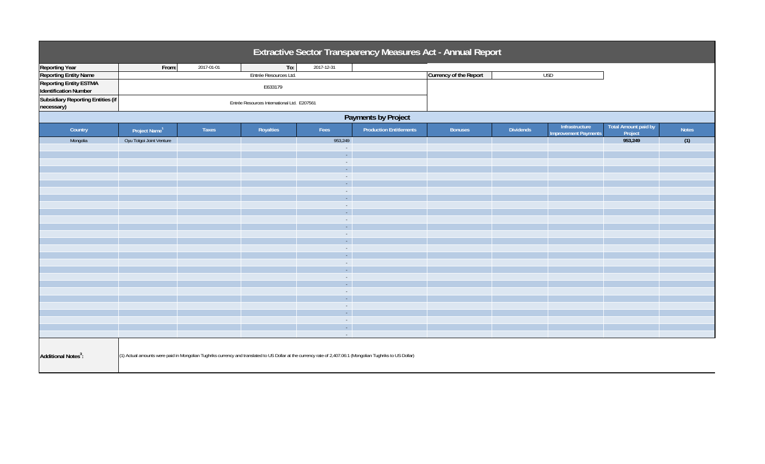# Extractive Sector Transparency Measures Act - Annual Report

| | | | | |
|---|---|---|---|---|
| **Reporting Year** | From: 2017-01-01 | To: 2017-12-31 | | |
| **Reporting Entity Name** | Entrée Resources Ltd. | | **Currency of the Report** | USD |
| **Reporting Entity ESTMA Identification Number** | E633179 | | | |
| **Subsidiary Reporting Entities (if necessary)** | Entrée Resources International Ltd. E207561 | | | |

## Payments by Project

| Country | Project Name[1] | Taxes | Royalties | Fees | Production Entitlements | Bonuses | Dividends | Infrastructure Improvement Payments | Total Amount paid by Project | Notes |
|---|---|---|---|---|---|---|---|---|---|---|
| Mongolia | Oyu Tolgoi Joint Venture | | | 953,249 | | | | | **953,249** | **(1)** |

**Additional Notes[3]:** (1) Actual amounts were paid in Mongolian Tughriks currency and translated to US Dollar at the currency rate of 2,407.06:1 (Mongolian Tughriks to US Dollar)